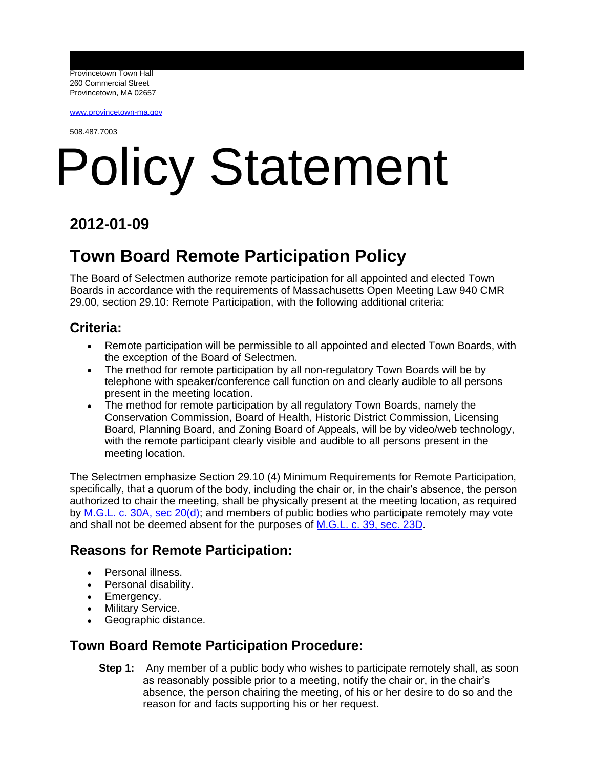Provincetown Town Hall
260 Commercial Street
Provincetown, MA 02657

[www.provincetown-ma.gov](http://www.provincetown-ma.gov)

508.487.7003

# Policy Statement

## 2012-01-09

## Town Board Remote Participation Policy

The Board of Selectmen authorize remote participation for all appointed and elected Town Boards in accordance with the requirements of Massachusetts Open Meeting Law 940 CMR 29.00, section 29.10: Remote Participation, with the following additional criteria:

### Criteria:

- Remote participation will be permissible to all appointed and elected Town Boards, with the exception of the Board of Selectmen.
- The method for remote participation by all non-regulatory Town Boards will be by telephone with speaker/conference call function on and clearly audible to all persons present in the meeting location.
- The method for remote participation by all regulatory Town Boards, namely the Conservation Commission, Board of Health, Historic District Commission, Licensing Board, Planning Board, and Zoning Board of Appeals, will be by video/web technology, with the remote participant clearly visible and audible to all persons present in the meeting location.

The Selectmen emphasize Section 29.10 (4) Minimum Requirements for Remote Participation, specifically, that a quorum of the body, including the chair or, in the chair's absence, the person authorized to chair the meeting, shall be physically present at the meeting location, as required by M.G.L. c. 30A, sec 20(d); and members of public bodies who participate remotely may vote and shall not be deemed absent for the purposes of M.G.L. c. 39, sec. 23D.

### Reasons for Remote Participation:

- Personal illness.
- Personal disability.
- Emergency.
- Military Service.
- Geographic distance.

### Town Board Remote Participation Procedure:

**Step 1:** Any member of a public body who wishes to participate remotely shall, as soon as reasonably possible prior to a meeting, notify the chair or, in the chair's absence, the person chairing the meeting, of his or her desire to do so and the reason for and facts supporting his or her request.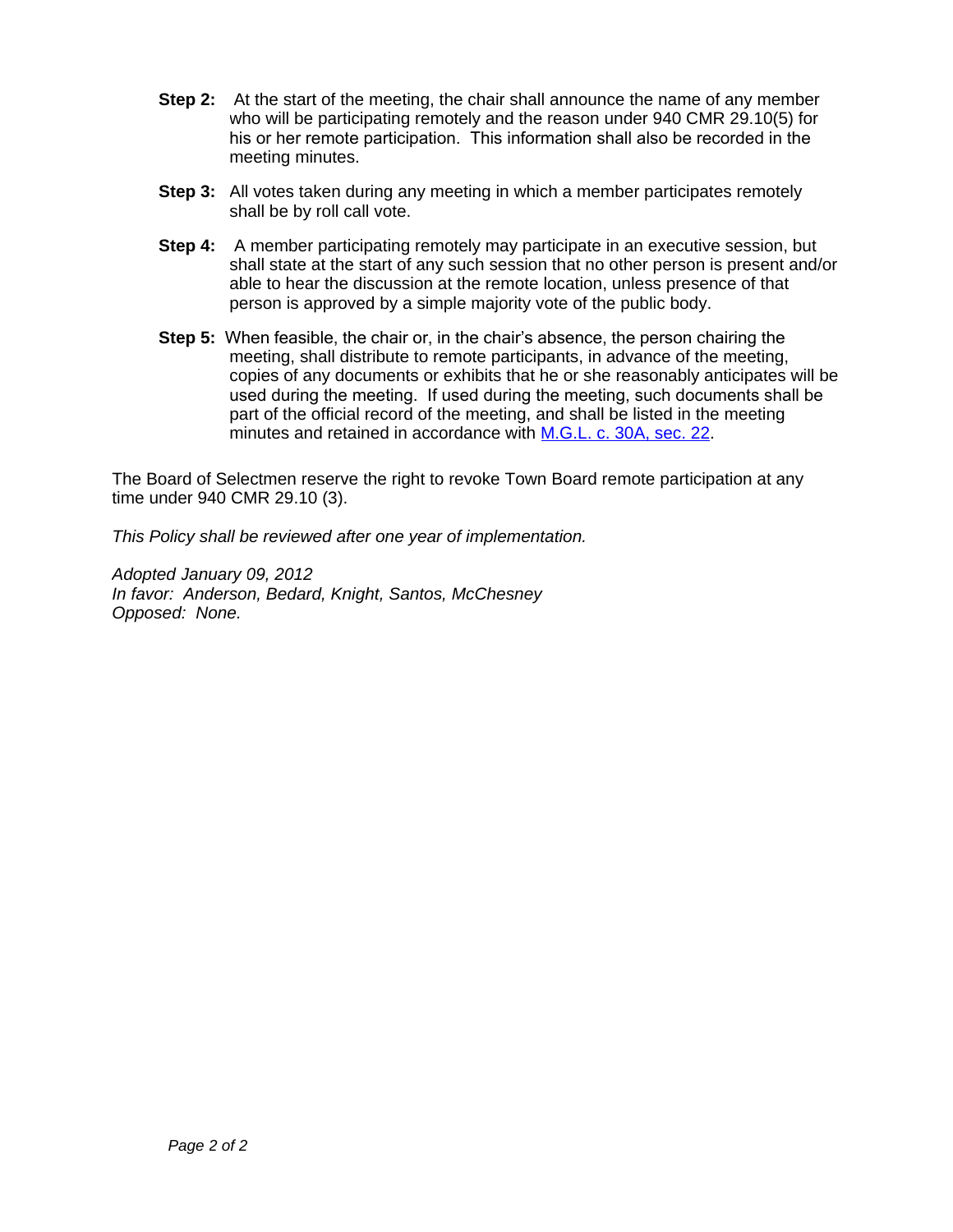**Step 2:** At the start of the meeting, the chair shall announce the name of any member who will be participating remotely and the reason under 940 CMR 29.10(5) for his or her remote participation. This information shall also be recorded in the meeting minutes.

**Step 3:** All votes taken during any meeting in which a member participates remotely shall be by roll call vote.

**Step 4:** A member participating remotely may participate in an executive session, but shall state at the start of any such session that no other person is present and/or able to hear the discussion at the remote location, unless presence of that person is approved by a simple majority vote of the public body.

**Step 5:** When feasible, the chair or, in the chair's absence, the person chairing the meeting, shall distribute to remote participants, in advance of the meeting, copies of any documents or exhibits that he or she reasonably anticipates will be used during the meeting. If used during the meeting, such documents shall be part of the official record of the meeting, and shall be listed in the meeting minutes and retained in accordance with M.G.L. c. 30A, sec. 22.

The Board of Selectmen reserve the right to revoke Town Board remote participation at any time under 940 CMR 29.10 (3).

*This Policy shall be reviewed after one year of implementation.*

*Adopted January 09, 2012*
*In favor: Anderson, Bedard, Knight, Santos, McChesney*
*Opposed: None.*